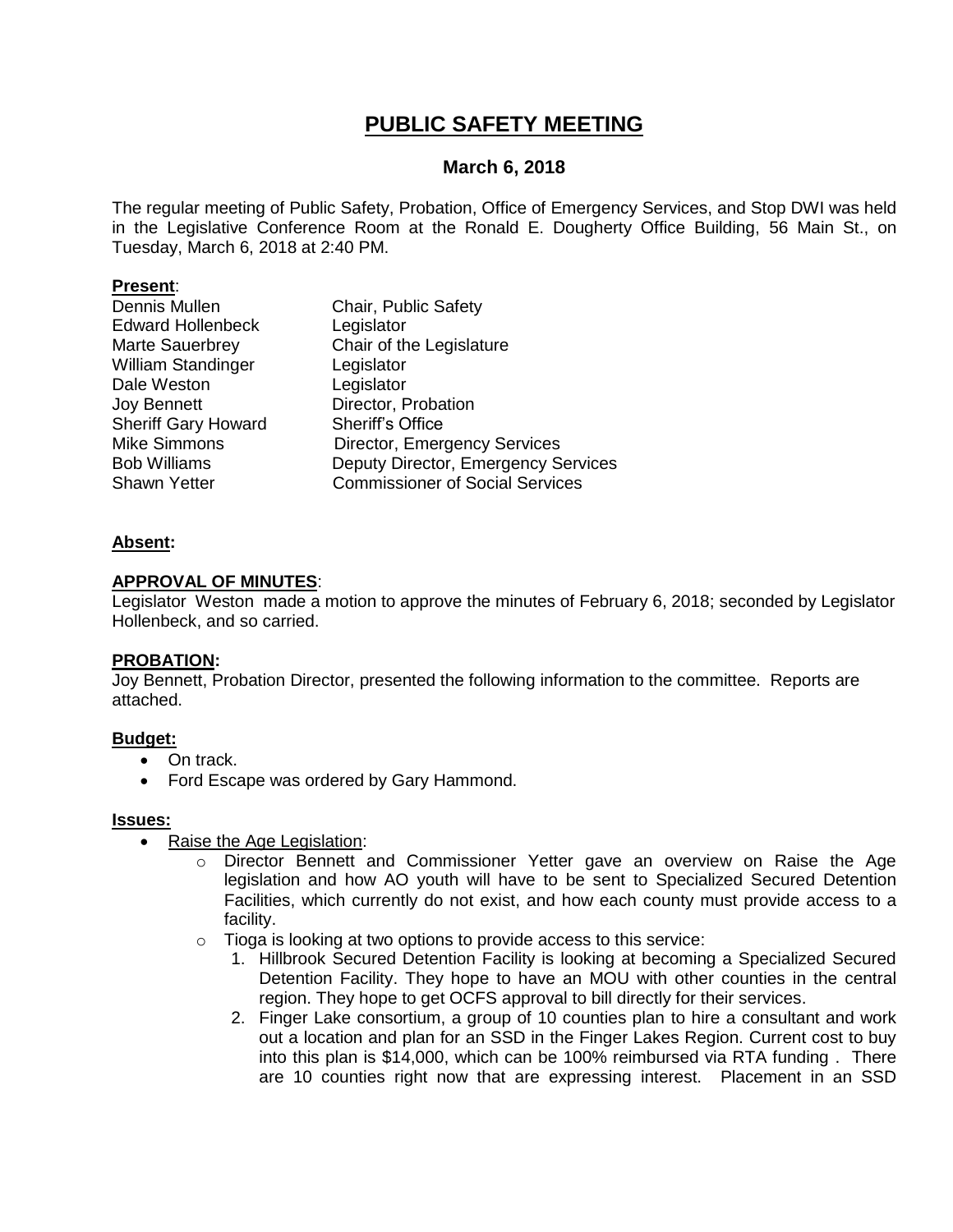# PUBLIC SAFETY MEETING

## March 6, 2018

The regular meeting of Public Safety, Probation, Office of Emergency Services, and Stop DWI was held in the Legislative Conference Room at the Ronald E. Dougherty Office Building, 56 Main St., on Tuesday, March 6, 2018 at 2:40 PM.

**Present**:

| | |
|---|---|
| Dennis Mullen | Chair, Public Safety |
| Edward Hollenbeck | Legislator |
| Marte Sauerbrey | Chair of the Legislature |
| William Standinger | Legislator |
| Dale Weston | Legislator |
| Joy Bennett | Director, Probation |
| Sheriff Gary Howard | Sheriff's Office |
| Mike Simmons | Director, Emergency Services |
| Bob Williams | Deputy Director, Emergency Services |
| Shawn Yetter | Commissioner of Social Services |

**Absent:**

**APPROVAL OF MINUTES**:

Legislator Weston made a motion to approve the minutes of February 6, 2018; seconded by Legislator Hollenbeck, and so carried.

**PROBATION:**

Joy Bennett, Probation Director, presented the following information to the committee. Reports are attached.

**Budget:**

- On track.
- Ford Escape was ordered by Gary Hammond.

**Issues:**

- Raise the Age Legislation:
  - Director Bennett and Commissioner Yetter gave an overview on Raise the Age legislation and how AO youth will have to be sent to Specialized Secured Detention Facilities, which currently do not exist, and how each county must provide access to a facility.
  - Tioga is looking at two options to provide access to this service:
    1. Hillbrook Secured Detention Facility is looking at becoming a Specialized Secured Detention Facility. They hope to have an MOU with other counties in the central region. They hope to get OCFS approval to bill directly for their services.
    2. Finger Lake consortium, a group of 10 counties plan to hire a consultant and work out a location and plan for an SSD in the Finger Lakes Region. Current cost to buy into this plan is $14,000, which can be 100% reimbursed via RTA funding . There are 10 counties right now that are expressing interest. Placement in an SSD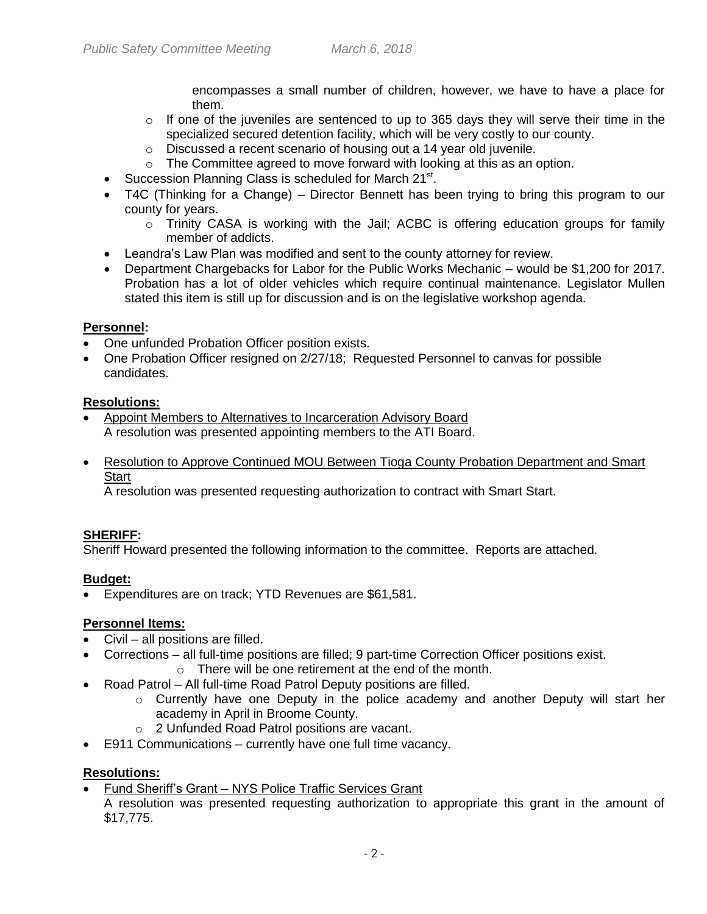encompasses a small number of children, however, we have to have a place for them.
    - If one of the juveniles are sentenced to up to 365 days they will serve their time in the specialized secured detention facility, which will be very costly to our county.
    - Discussed a recent scenario of housing out a 14 year old juvenile.
    - The Committee agreed to move forward with looking at this as an option.
- Succession Planning Class is scheduled for March 21st.
- T4C (Thinking for a Change) – Director Bennett has been trying to bring this program to our county for years.
    - Trinity CASA is working with the Jail; ACBC is offering education groups for family member of addicts.
- Leandra's Law Plan was modified and sent to the county attorney for review.
- Department Chargebacks for Labor for the Public Works Mechanic – would be $1,200 for 2017. Probation has a lot of older vehicles which require continual maintenance. Legislator Mullen stated this item is still up for discussion and is on the legislative workshop agenda.

**Personnel:**

- One unfunded Probation Officer position exists.
- One Probation Officer resigned on 2/27/18; Requested Personnel to canvas for possible candidates.

**Resolutions:**

- Appoint Members to Alternatives to Incarceration Advisory Board
  A resolution was presented appointing members to the ATI Board.
- Resolution to Approve Continued MOU Between Tioga County Probation Department and Smart Start
  A resolution was presented requesting authorization to contract with Smart Start.

**SHERIFF:**

Sheriff Howard presented the following information to the committee. Reports are attached.

**Budget:**

- Expenditures are on track; YTD Revenues are $61,581.

**Personnel Items:**

- Civil – all positions are filled.
- Corrections – all full-time positions are filled; 9 part-time Correction Officer positions exist.
    - There will be one retirement at the end of the month.
- Road Patrol – All full-time Road Patrol Deputy positions are filled.
    - Currently have one Deputy in the police academy and another Deputy will start her academy in April in Broome County.
    - 2 Unfunded Road Patrol positions are vacant.
- E911 Communications – currently have one full time vacancy.

**Resolutions:**

- Fund Sheriff's Grant – NYS Police Traffic Services Grant
  A resolution was presented requesting authorization to appropriate this grant in the amount of $17,775.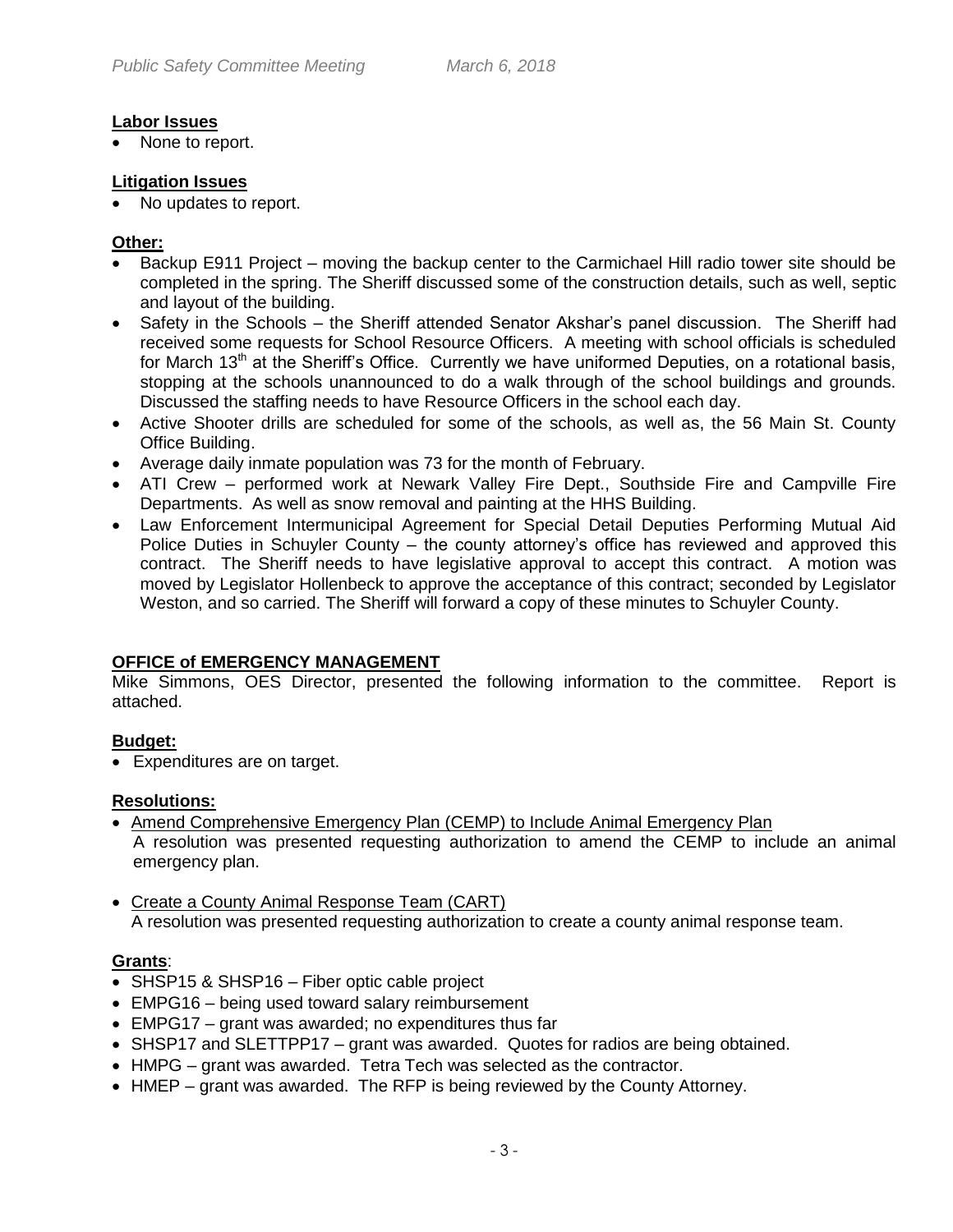**Labor Issues**

- None to report.

**Litigation Issues**

- No updates to report.

**Other:**

- Backup E911 Project – moving the backup center to the Carmichael Hill radio tower site should be completed in the spring. The Sheriff discussed some of the construction details, such as well, septic and layout of the building.
- Safety in the Schools – the Sheriff attended Senator Akshar's panel discussion. The Sheriff had received some requests for School Resource Officers. A meeting with school officials is scheduled for March 13th at the Sheriff's Office. Currently we have uniformed Deputies, on a rotational basis, stopping at the schools unannounced to do a walk through of the school buildings and grounds. Discussed the staffing needs to have Resource Officers in the school each day.
- Active Shooter drills are scheduled for some of the schools, as well as, the 56 Main St. County Office Building.
- Average daily inmate population was 73 for the month of February.
- ATI Crew – performed work at Newark Valley Fire Dept., Southside Fire and Campville Fire Departments. As well as snow removal and painting at the HHS Building.
- Law Enforcement Intermunicipal Agreement for Special Detail Deputies Performing Mutual Aid Police Duties in Schuyler County – the county attorney's office has reviewed and approved this contract. The Sheriff needs to have legislative approval to accept this contract. A motion was moved by Legislator Hollenbeck to approve the acceptance of this contract; seconded by Legislator Weston, and so carried. The Sheriff will forward a copy of these minutes to Schuyler County.

**OFFICE of EMERGENCY MANAGEMENT**

Mike Simmons, OES Director, presented the following information to the committee. Report is attached.

**Budget:**

- Expenditures are on target.

**Resolutions:**

- Amend Comprehensive Emergency Plan (CEMP) to Include Animal Emergency Plan
  A resolution was presented requesting authorization to amend the CEMP to include an animal emergency plan.

- Create a County Animal Response Team (CART)
  A resolution was presented requesting authorization to create a county animal response team.

**Grants**:

- SHSP15 & SHSP16 – Fiber optic cable project
- EMPG16 – being used toward salary reimbursement
- EMPG17 – grant was awarded; no expenditures thus far
- SHSP17 and SLETTPP17 – grant was awarded. Quotes for radios are being obtained.
- HMPG – grant was awarded. Tetra Tech was selected as the contractor.
- HMEP – grant was awarded. The RFP is being reviewed by the County Attorney.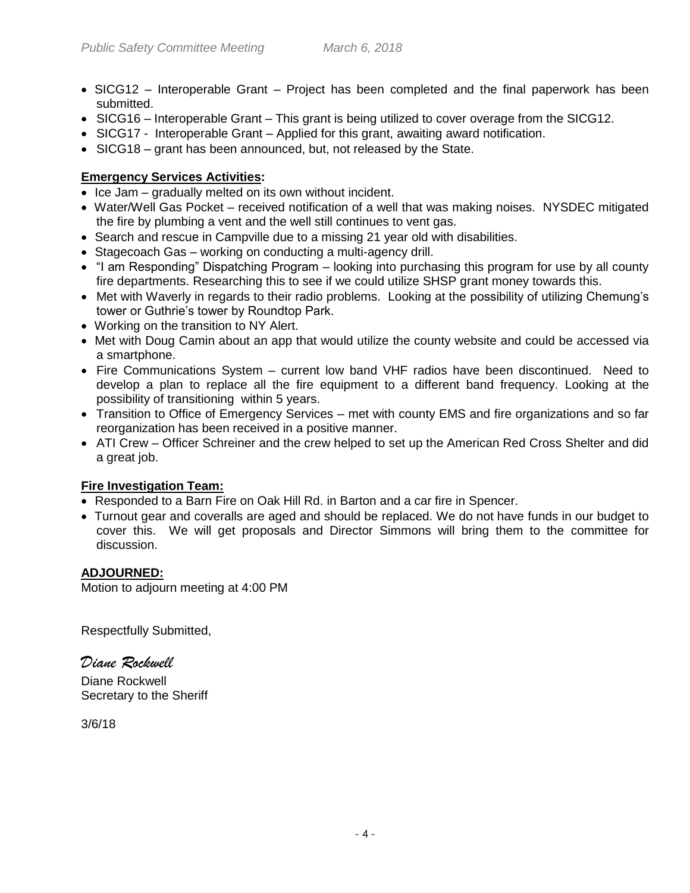- SICG12 – Interoperable Grant – Project has been completed and the final paperwork has been submitted.
- SICG16 – Interoperable Grant – This grant is being utilized to cover overage from the SICG12.
- SICG17 - Interoperable Grant – Applied for this grant, awaiting award notification.
- SICG18 – grant has been announced, but, not released by the State.

**Emergency Services Activities:**

- Ice Jam – gradually melted on its own without incident.
- Water/Well Gas Pocket – received notification of a well that was making noises. NYSDEC mitigated the fire by plumbing a vent and the well still continues to vent gas.
- Search and rescue in Campville due to a missing 21 year old with disabilities.
- Stagecoach Gas – working on conducting a multi-agency drill.
- "I am Responding" Dispatching Program – looking into purchasing this program for use by all county fire departments. Researching this to see if we could utilize SHSP grant money towards this.
- Met with Waverly in regards to their radio problems. Looking at the possibility of utilizing Chemung's tower or Guthrie's tower by Roundtop Park.
- Working on the transition to NY Alert.
- Met with Doug Camin about an app that would utilize the county website and could be accessed via a smartphone.
- Fire Communications System – current low band VHF radios have been discontinued. Need to develop a plan to replace all the fire equipment to a different band frequency. Looking at the possibility of transitioning within 5 years.
- Transition to Office of Emergency Services – met with county EMS and fire organizations and so far reorganization has been received in a positive manner.
- ATI Crew – Officer Schreiner and the crew helped to set up the American Red Cross Shelter and did a great job.

**Fire Investigation Team:**

- Responded to a Barn Fire on Oak Hill Rd. in Barton and a car fire in Spencer.
- Turnout gear and coveralls are aged and should be replaced. We do not have funds in our budget to cover this. We will get proposals and Director Simmons will bring them to the committee for discussion.

**ADJOURNED:**

Motion to adjourn meeting at 4:00 PM

Respectfully Submitted,

*Diane Rockwell*

Diane Rockwell
Secretary to the Sheriff

3/6/18